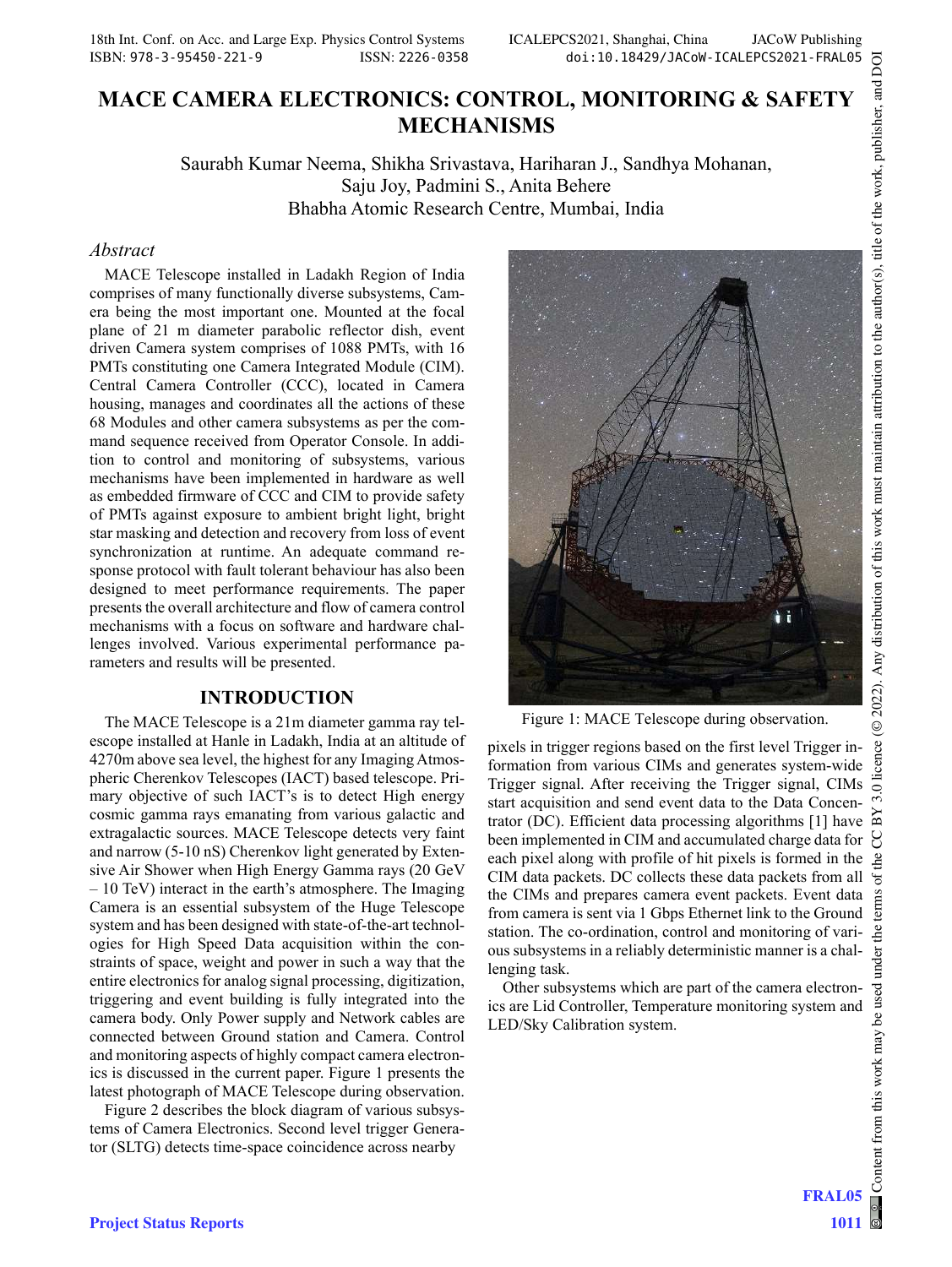# MACE CAMERA ELECTRONICS: CONTROL, MONITORING & SAFETY MECHANISMS

Saurabh Kumar Neema, Shikha Srivastava, Hariharan J., Sandhya Mohanan, Saju Joy, Padmini S., Anita Behere
Bhabha Atomic Research Centre, Mumbai, India

## *Abstract*

MACE Telescope installed in Ladakh Region of India comprises of many functionally diverse subsystems, Camera being the most important one. Mounted at the focal plane of 21 m diameter parabolic reflector dish, event driven Camera system comprises of 1088 PMTs, with 16 PMTs constituting one Camera Integrated Module (CIM). Central Camera Controller (CCC), located in Camera housing, manages and coordinates all the actions of these 68 Modules and other camera subsystems as per the command sequence received from Operator Console. In addition to control and monitoring of subsystems, various mechanisms have been implemented in hardware as well as embedded firmware of CCC and CIM to provide safety of PMTs against exposure to ambient bright light, bright star masking and detection and recovery from loss of event synchronization at runtime. An adequate command response protocol with fault tolerant behaviour has also been designed to meet performance requirements. The paper presents the overall architecture and flow of camera control mechanisms with a focus on software and hardware challenges involved. Various experimental performance parameters and results will be presented.

## INTRODUCTION

The MACE Telescope is a 21m diameter gamma ray telescope installed at Hanle in Ladakh, India at an altitude of 4270m above sea level, the highest for any Imaging Atmospheric Cherenkov Telescopes (IACT) based telescope. Primary objective of such IACT's is to detect High energy cosmic gamma rays emanating from various galactic and extragalactic sources. MACE Telescope detects very faint and narrow (5-10 nS) Cherenkov light generated by Extensive Air Shower when High Energy Gamma rays (20 GeV – 10 TeV) interact in the earth's atmosphere. The Imaging Camera is an essential subsystem of the Huge Telescope system and has been designed with state-of-the-art technologies for High Speed Data acquisition within the constraints of space, weight and power in such a way that the entire electronics for analog signal processing, digitization, triggering and event building is fully integrated into the camera body. Only Power supply and Network cables are connected between Ground station and Camera. Control and monitoring aspects of highly compact camera electronics is discussed in the current paper. Figure 1 presents the latest photograph of MACE Telescope during observation.

Figure 1: MACE Telescope during observation.

Figure 2 describes the block diagram of various subsystems of Camera Electronics. Second level trigger Generator (SLTG) detects time-space coincidence across nearby pixels in trigger regions based on the first level Trigger information from various CIMs and generates system-wide Trigger signal. After receiving the Trigger signal, CIMs start acquisition and send event data to the Data Concentrator (DC). Efficient data processing algorithms [1] have been implemented in CIM and accumulated charge data for each pixel along with profile of hit pixels is formed in the CIM data packets. DC collects these data packets from all the CIMs and prepares camera event packets. Event data from camera is sent via 1 Gbps Ethernet link to the Ground station. The co-ordination, control and monitoring of various subsystems in a reliably deterministic manner is a challenging task.

Other subsystems which are part of the camera electronics are Lid Controller, Temperature monitoring system and LED/Sky Calibration system.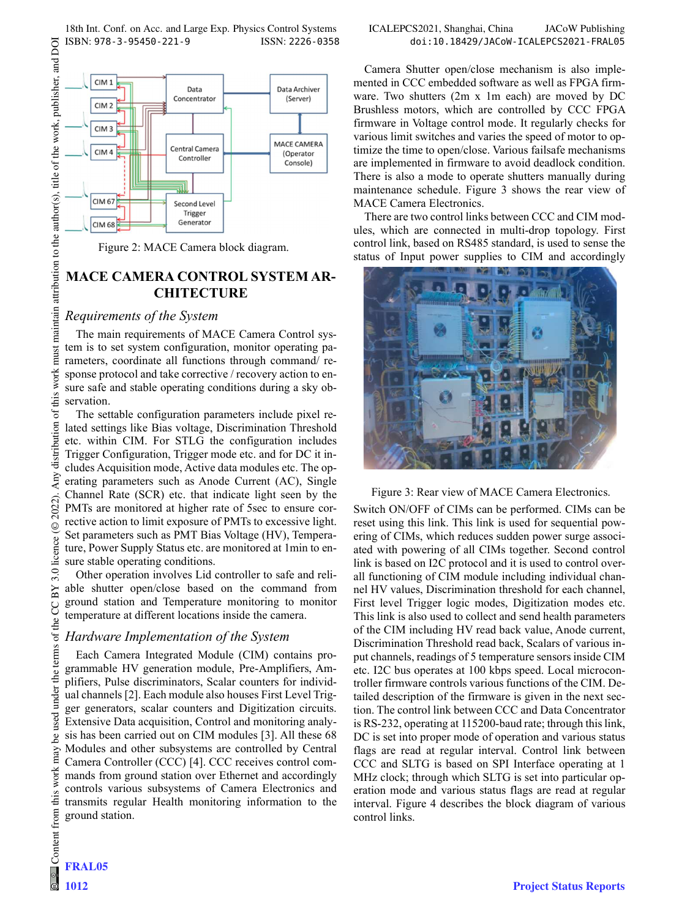Figure 2: MACE Camera block diagram.

## MACE CAMERA CONTROL SYSTEM ARCHITECTURE

### *Requirements of the System*

The main requirements of MACE Camera Control system is to set system configuration, monitor operating parameters, coordinate all functions through command/ response protocol and take corrective / recovery action to ensure safe and stable operating conditions during a sky observation.

The settable configuration parameters include pixel related settings like Bias voltage, Discrimination Threshold etc. within CIM. For STLG the configuration includes Trigger Configuration, Trigger mode etc. and for DC it includes Acquisition mode, Active data modules etc. The operating parameters such as Anode Current (AC), Single Channel Rate (SCR) etc. that indicate light seen by the PMTs are monitored at higher rate of 5sec to ensure corrective action to limit exposure of PMTs to excessive light. Set parameters such as PMT Bias Voltage (HV), Temperature, Power Supply Status etc. are monitored at 1min to ensure stable operating conditions.

Other operation involves Lid controller to safe and reliable shutter open/close based on the command from ground station and Temperature monitoring to monitor temperature at different locations inside the camera.

### *Hardware Implementation of the System*

Each Camera Integrated Module (CIM) contains programmable HV generation module, Pre-Amplifiers, Amplifiers, Pulse discriminators, Scalar counters for individual channels [2]. Each module also houses First Level Trigger generators, scalar counters and Digitization circuits. Extensive Data acquisition, Control and monitoring analysis has been carried out on CIM modules [3]. All these 68 Modules and other subsystems are controlled by Central Camera Controller (CCC) [4]. CCC receives control commands from ground station over Ethernet and accordingly controls various subsystems of Camera Electronics and transmits regular Health monitoring information to the ground station.

Camera Shutter open/close mechanism is also implemented in CCC embedded software as well as FPGA firmware. Two shutters (2m x 1m each) are moved by DC Brushless motors, which are controlled by CCC FPGA firmware in Voltage control mode. It regularly checks for various limit switches and varies the speed of motor to optimize the time to open/close. Various failsafe mechanisms are implemented in firmware to avoid deadlock condition. There is also a mode to operate shutters manually during maintenance schedule. Figure 3 shows the rear view of MACE Camera Electronics.

There are two control links between CCC and CIM modules, which are connected in multi-drop topology. First control link, based on RS485 standard, is used to sense the status of Input power supplies to CIM and accordingly Switch ON/OFF of CIMs can be performed. CIMs can be reset using this link. This link is used for sequential powering of CIMs, which reduces sudden power surge associated with powering of all CIMs together. Second control link is based on I2C protocol and it is used to control overall functioning of CIM module including individual channel HV values, Discrimination threshold for each channel, First level Trigger logic modes, Digitization modes etc. This link is also used to collect and send health parameters of the CIM including HV read back value, Anode current, Discrimination Threshold read back, Scalars of various input channels, readings of 5 temperature sensors inside CIM etc. I2C bus operates at 100 kbps speed. Local microcontroller firmware controls various functions of the CIM. Detailed description of the firmware is given in the next section. The control link between CCC and Data Concentrator is RS-232, operating at 115200-baud rate; through this link, DC is set into proper mode of operation and various status flags are read at regular interval. Control link between CCC and SLTG is based on SPI Interface operating at 1 MHz clock; through which SLTG is set into particular operation mode and various status flags are read at regular interval. Figure 4 describes the block diagram of various control links.

Figure 3: Rear view of MACE Camera Electronics.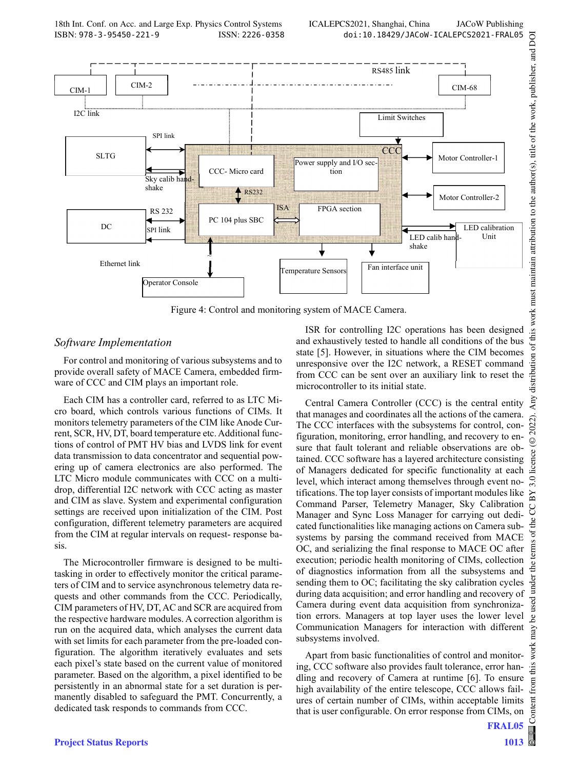Figure 4: Control and monitoring system of MACE Camera.

### *Software Implementation*

For control and monitoring of various subsystems and to provide overall safety of MACE Camera, embedded firmware of CCC and CIM plays an important role.

Each CIM has a controller card, referred to as LTC Micro board, which controls various functions of CIMs. It monitors telemetry parameters of the CIM like Anode Current, SCR, HV, DT, board temperature etc. Additional functions of control of PMT HV bias and LVDS link for event data transmission to data concentrator and sequential powering up of camera electronics are also performed. The LTC Micro module communicates with CCC on a multi-drop, differential I2C network with CCC acting as master and CIM as slave. System and experimental configuration settings are received upon initialization of the CIM. Post configuration, different telemetry parameters are acquired from the CIM at regular intervals on request- response basis.

The Microcontroller firmware is designed to be multi-tasking in order to effectively monitor the critical parameters of CIM and to service asynchronous telemetry data requests and other commands from the CCC. Periodically, CIM parameters of HV, DT, AC and SCR are acquired from the respective hardware modules. A correction algorithm is run on the acquired data, which analyses the current data with set limits for each parameter from the pre-loaded configuration. The algorithm iteratively evaluates and sets each pixel's state based on the current value of monitored parameter. Based on the algorithm, a pixel identified to be persistently in an abnormal state for a set duration is permanently disabled to safeguard the PMT. Concurrently, a dedicated task responds to commands from CCC.

ISR for controlling I2C operations has been designed and exhaustively tested to handle all conditions of the bus state [5]. However, in situations where the CIM becomes unresponsive over the I2C network, a RESET command from CCC can be sent over an auxiliary link to reset the microcontroller to its initial state.

Central Camera Controller (CCC) is the central entity that manages and coordinates all the actions of the camera. The CCC interfaces with the subsystems for control, configuration, monitoring, error handling, and recovery to ensure that fault tolerant and reliable observations are obtained. CCC software has a layered architecture consisting of Managers dedicated for specific functionality at each level, which interact among themselves through event notifications. The top layer consists of important modules like Command Parser, Telemetry Manager, Sky Calibration Manager and Sync Loss Manager for carrying out dedicated functionalities like managing actions on Camera subsystems by parsing the command received from MACE OC, and serializing the final response to MACE OC after execution; periodic health monitoring of CIMs, collection of diagnostics information from all the subsystems and sending them to OC; facilitating the sky calibration cycles during data acquisition; and error handling and recovery of Camera during data acquisition from synchronization errors. Managers at top layer uses the lower level Communication Managers for interaction with different subsystems involved.

Apart from basic functionalities of control and monitoring, CCC software also provides fault tolerance, error handling and recovery of Camera at runtime [6]. To ensure high availability of the entire telescope, CCC allows failures of certain number of CIMs, within acceptable limits that is user configurable. On error response from CIMs, on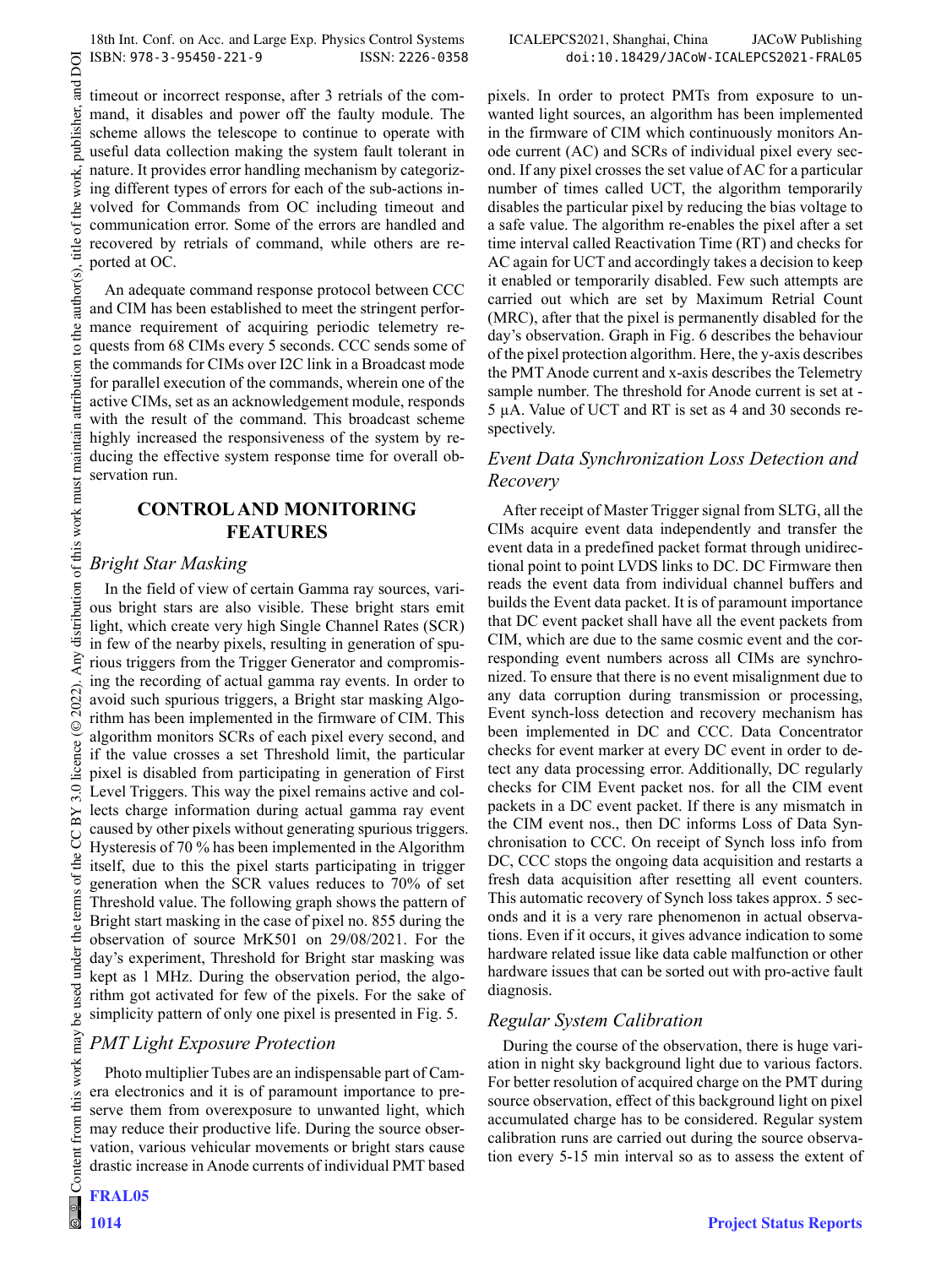timeout or incorrect response, after 3 retrials of the command, it disables and power off the faulty module. The scheme allows the telescope to continue to operate with useful data collection making the system fault tolerant in nature. It provides error handling mechanism by categorizing different types of errors for each of the sub-actions involved for Commands from OC including timeout and communication error. Some of the errors are handled and recovered by retrials of command, while others are reported at OC.

An adequate command response protocol between CCC and CIM has been established to meet the stringent performance requirement of acquiring periodic telemetry requests from 68 CIMs every 5 seconds. CCC sends some of the commands for CIMs over I2C link in a Broadcast mode for parallel execution of the commands, wherein one of the active CIMs, set as an acknowledgement module, responds with the result of the command. This broadcast scheme highly increased the responsiveness of the system by reducing the effective system response time for overall observation run.

## CONTROL AND MONITORING FEATURES

### *Bright Star Masking*

In the field of view of certain Gamma ray sources, various bright stars are also visible. These bright stars emit light, which create very high Single Channel Rates (SCR) in few of the nearby pixels, resulting in generation of spurious triggers from the Trigger Generator and compromising the recording of actual gamma ray events. In order to avoid such spurious triggers, a Bright star masking Algorithm has been implemented in the firmware of CIM. This algorithm monitors SCRs of each pixel every second, and if the value crosses a set Threshold limit, the particular pixel is disabled from participating in generation of First Level Triggers. This way the pixel remains active and collects charge information during actual gamma ray event caused by other pixels without generating spurious triggers. Hysteresis of 70 % has been implemented in the Algorithm itself, due to this the pixel starts participating in trigger generation when the SCR values reduces to 70% of set Threshold value. The following graph shows the pattern of Bright start masking in the case of pixel no. 855 during the observation of source MrK501 on 29/08/2021. For the day's experiment, Threshold for Bright star masking was kept as 1 MHz. During the observation period, the algorithm got activated for few of the pixels. For the sake of simplicity pattern of only one pixel is presented in Fig. 5.

### *PMT Light Exposure Protection*

Photo multiplier Tubes are an indispensable part of Camera electronics and it is of paramount importance to preserve them from overexposure to unwanted light, which may reduce their productive life. During the source observation, various vehicular movements or bright stars cause drastic increase in Anode currents of individual PMT based pixels. In order to protect PMTs from exposure to unwanted light sources, an algorithm has been implemented in the firmware of CIM which continuously monitors Anode current (AC) and SCRs of individual pixel every second. If any pixel crosses the set value of AC for a particular number of times called UCT, the algorithm temporarily disables the particular pixel by reducing the bias voltage to a safe value. The algorithm re-enables the pixel after a set time interval called Reactivation Time (RT) and checks for AC again for UCT and accordingly takes a decision to keep it enabled or temporarily disabled. Few such attempts are carried out which are set by Maximum Retrial Count (MRC), after that the pixel is permanently disabled for the day's observation. Graph in Fig. 6 describes the behaviour of the pixel protection algorithm. Here, the y-axis describes the PMT Anode current and x-axis describes the Telemetry sample number. The threshold for Anode current is set at -5 µA. Value of UCT and RT is set as 4 and 30 seconds respectively.

### *Event Data Synchronization Loss Detection and Recovery*

After receipt of Master Trigger signal from SLTG, all the CIMs acquire event data independently and transfer the event data in a predefined packet format through unidirectional point to point LVDS links to DC. DC Firmware then reads the event data from individual channel buffers and builds the Event data packet. It is of paramount importance that DC event packet shall have all the event packets from CIM, which are due to the same cosmic event and the corresponding event numbers across all CIMs are synchronized. To ensure that there is no event misalignment due to any data corruption during transmission or processing, Event synch-loss detection and recovery mechanism has been implemented in DC and CCC. Data Concentrator checks for event marker at every DC event in order to detect any data processing error. Additionally, DC regularly checks for CIM Event packet nos. for all the CIM event packets in a DC event packet. If there is any mismatch in the CIM event nos., then DC informs Loss of Data Synchronisation to CCC. On receipt of Synch loss info from DC, CCC stops the ongoing data acquisition and restarts a fresh data acquisition after resetting all event counters. This automatic recovery of Synch loss takes approx. 5 seconds and it is a very rare phenomenon in actual observations. Even if it occurs, it gives advance indication to some hardware related issue like data cable malfunction or other hardware issues that can be sorted out with pro-active fault diagnosis.

### *Regular System Calibration*

During the course of the observation, there is huge variation in night sky background light due to various factors. For better resolution of acquired charge on the PMT during source observation, effect of this background light on pixel accumulated charge has to be considered. Regular system calibration runs are carried out during the source observation every 5-15 min interval so as to assess the extent of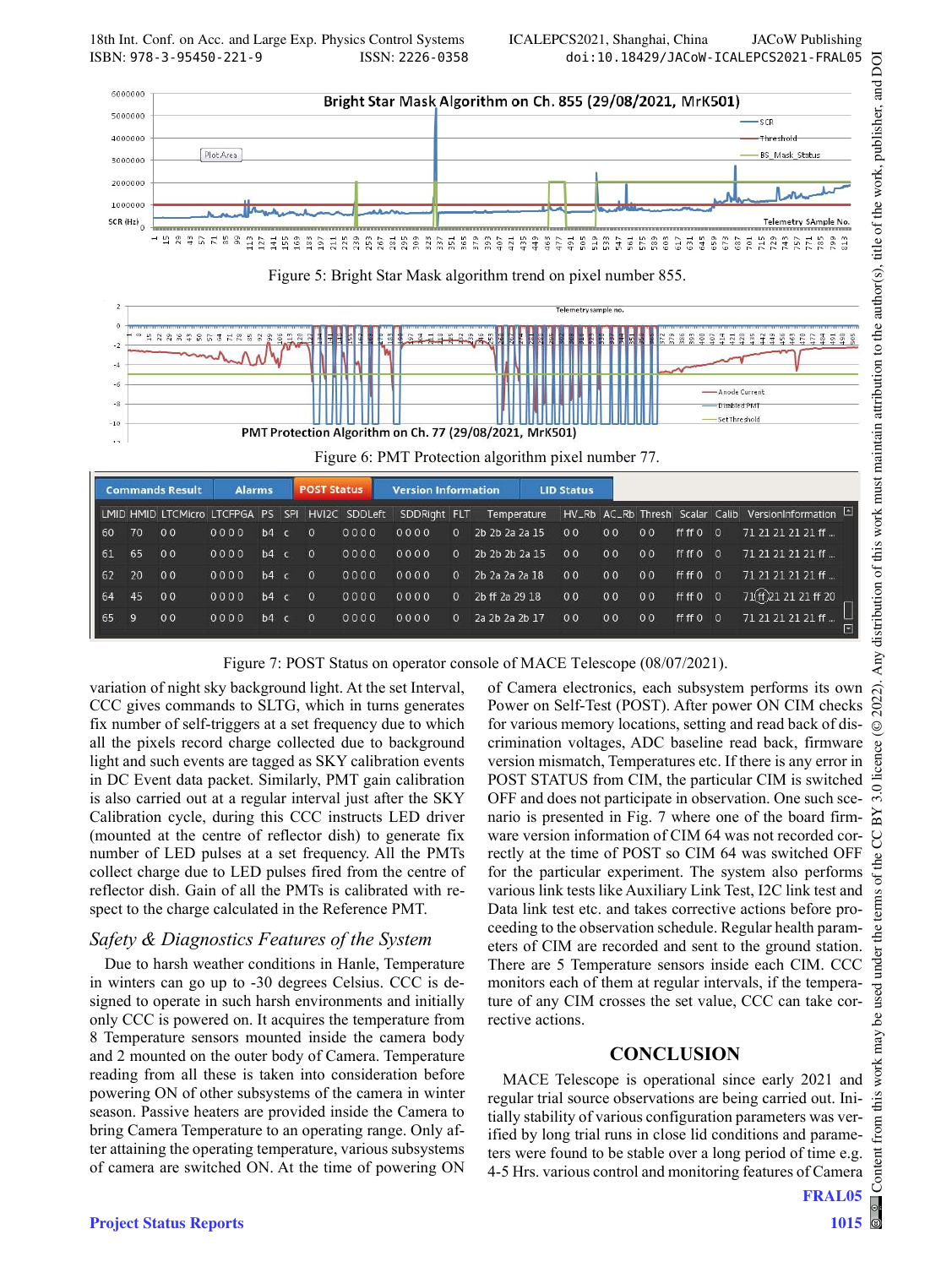Figure 5: Bright Star Mask algorithm trend on pixel number 855.

Figure 6: PMT Protection algorithm pixel number 77.

Figure 7: POST Status on operator console of MACE Telescope (08/07/2021).

variation of night sky background light. At the set Interval, CCC gives commands to SLTG, which in turns generates fix number of self-triggers at a set frequency due to which all the pixels record charge collected due to background light and such events are tagged as SKY calibration events in DC Event data packet. Similarly, PMT gain calibration is also carried out at a regular interval just after the SKY Calibration cycle, during this CCC instructs LED driver (mounted at the centre of reflector dish) to generate fix number of LED pulses at a set frequency. All the PMTs collect charge due to LED pulses fired from the centre of reflector dish. Gain of all the PMTs is calibrated with respect to the charge calculated in the Reference PMT.

### *Safety & Diagnostics Features of the System*

Due to harsh weather conditions in Hanle, Temperature in winters can go up to -30 degrees Celsius. CCC is designed to operate in such harsh environments and initially only CCC is powered on. It acquires the temperature from 8 Temperature sensors mounted inside the camera body and 2 mounted on the outer body of Camera. Temperature reading from all these is taken into consideration before powering ON of other subsystems of the camera in winter season. Passive heaters are provided inside the Camera to bring Camera Temperature to an operating range. Only after attaining the operating temperature, various subsystems of camera are switched ON. At the time of powering ON of Camera electronics, each subsystem performs its own Power on Self-Test (POST). After power ON CIM checks for various memory locations, setting and read back of discrimination voltages, ADC baseline read back, firmware version mismatch, Temperatures etc. If there is any error in POST STATUS from CIM, the particular CIM is switched OFF and does not participate in observation. One such scenario is presented in Fig. 7 where one of the board firmware version information of CIM 64 was not recorded correctly at the time of POST so CIM 64 was switched OFF for the particular experiment. The system also performs various link tests like Auxiliary Link Test, I2C link test and Data link test etc. and takes corrective actions before proceeding to the observation schedule. Regular health parameters of CIM are recorded and sent to the ground station. There are 5 Temperature sensors inside each CIM. CCC monitors each of them at regular intervals, if the temperature of any CIM crosses the set value, CCC can take corrective actions.

## CONCLUSION

MACE Telescope is operational since early 2021 and regular trial source observations are being carried out. Initially stability of various configuration parameters was verified by long trial runs in close lid conditions and parameters were found to be stable over a long period of time e.g. 4-5 Hrs. various control and monitoring features of Camera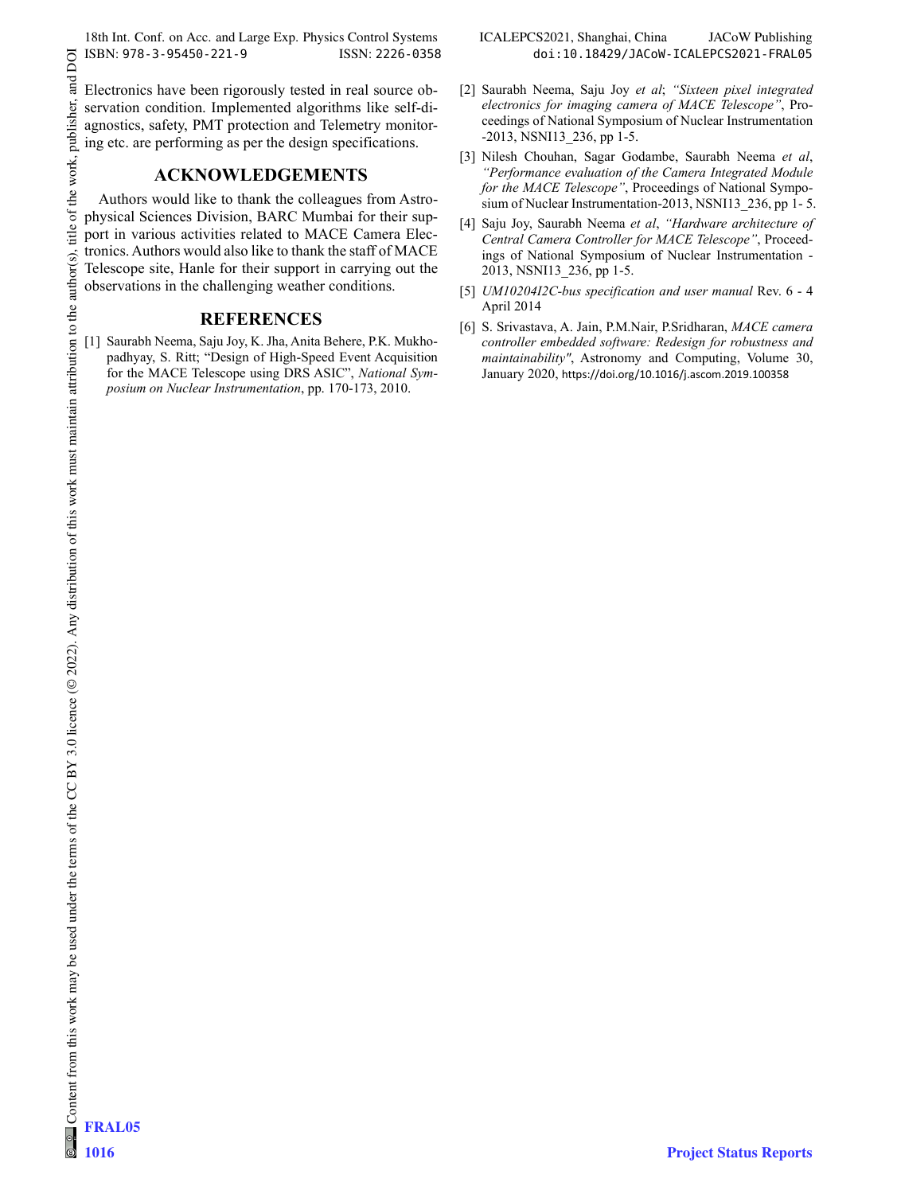Electronics have been rigorously tested in real source observation condition. Implemented algorithms like self-diagnostics, safety, PMT protection and Telemetry monitoring etc. are performing as per the design specifications.

## ACKNOWLEDGEMENTS

Authors would like to thank the colleagues from Astrophysical Sciences Division, BARC Mumbai for their support in various activities related to MACE Camera Electronics. Authors would also like to thank the staff of MACE Telescope site, Hanle for their support in carrying out the observations in the challenging weather conditions.

## REFERENCES

[1] Saurabh Neema, Saju Joy, K. Jha, Anita Behere, P.K. Mukhopadhyay, S. Ritt; "Design of High-Speed Event Acquisition for the MACE Telescope using DRS ASIC", *National Symposium on Nuclear Instrumentation*, pp. 170-173, 2010.

[2] Saurabh Neema, Saju Joy *et al*; *"Sixteen pixel integrated electronics for imaging camera of MACE Telescope"*, Proceedings of National Symposium of Nuclear Instrumentation -2013, NSNI13_236, pp 1-5.

[3] Nilesh Chouhan, Sagar Godambe, Saurabh Neema *et al*, *"Performance evaluation of the Camera Integrated Module for the MACE Telescope"*, Proceedings of National Symposium of Nuclear Instrumentation-2013, NSNI13_236, pp 1- 5.

[4] Saju Joy, Saurabh Neema *et al*, *"Hardware architecture of Central Camera Controller for MACE Telescope"*, Proceedings of National Symposium of Nuclear Instrumentation - 2013, NSNI13_236, pp 1-5.

[5] *UM10204I2C-bus specification and user manual* Rev. 6 - 4 April 2014

[6] S. Srivastava, A. Jain, P.M.Nair, P.Sridharan, *MACE camera controller embedded software: Redesign for robustness and maintainability"*, Astronomy and Computing, Volume 30, January 2020, https://doi.org/10.1016/j.ascom.2019.100358